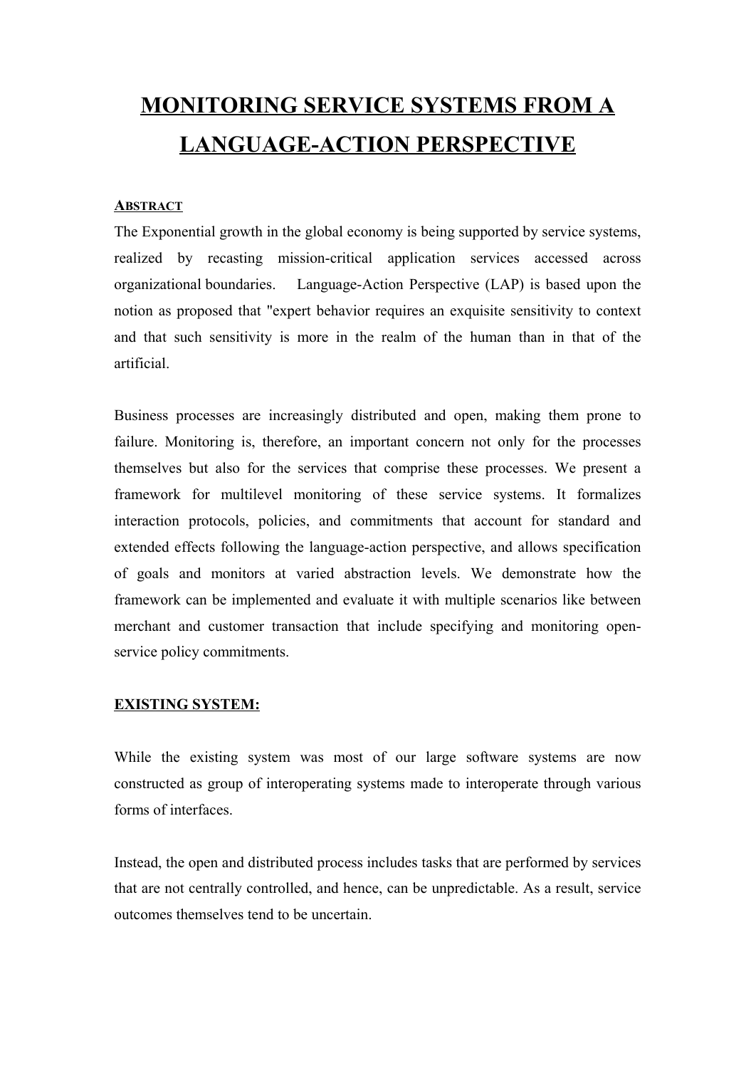# MONITORING SERVICE SYSTEMS FROM A LANGUAGE-ACTION PERSPECTIVE

## ABSTRACT

The Exponential growth in the global economy is being supported by service systems, realized by recasting mission-critical application services accessed across organizational boundaries. Language-Action Perspective (LAP) is based upon the notion as proposed that "expert behavior requires an exquisite sensitivity to context and that such sensitivity is more in the realm of the human than in that of the artificial.

Business processes are increasingly distributed and open, making them prone to failure. Monitoring is, therefore, an important concern not only for the processes themselves but also for the services that comprise these processes. We present a framework for multilevel monitoring of these service systems. It formalizes interaction protocols, policies, and commitments that account for standard and extended effects following the language-action perspective, and allows specification of goals and monitors at varied abstraction levels. We demonstrate how the framework can be implemented and evaluate it with multiple scenarios like between merchant and customer transaction that include specifying and monitoring open-service policy commitments.

## EXISTING SYSTEM:

While the existing system was most of our large software systems are now constructed as group of interoperating systems made to interoperate through various forms of interfaces.

Instead, the open and distributed process includes tasks that are performed by services that are not centrally controlled, and hence, can be unpredictable. As a result, service outcomes themselves tend to be uncertain.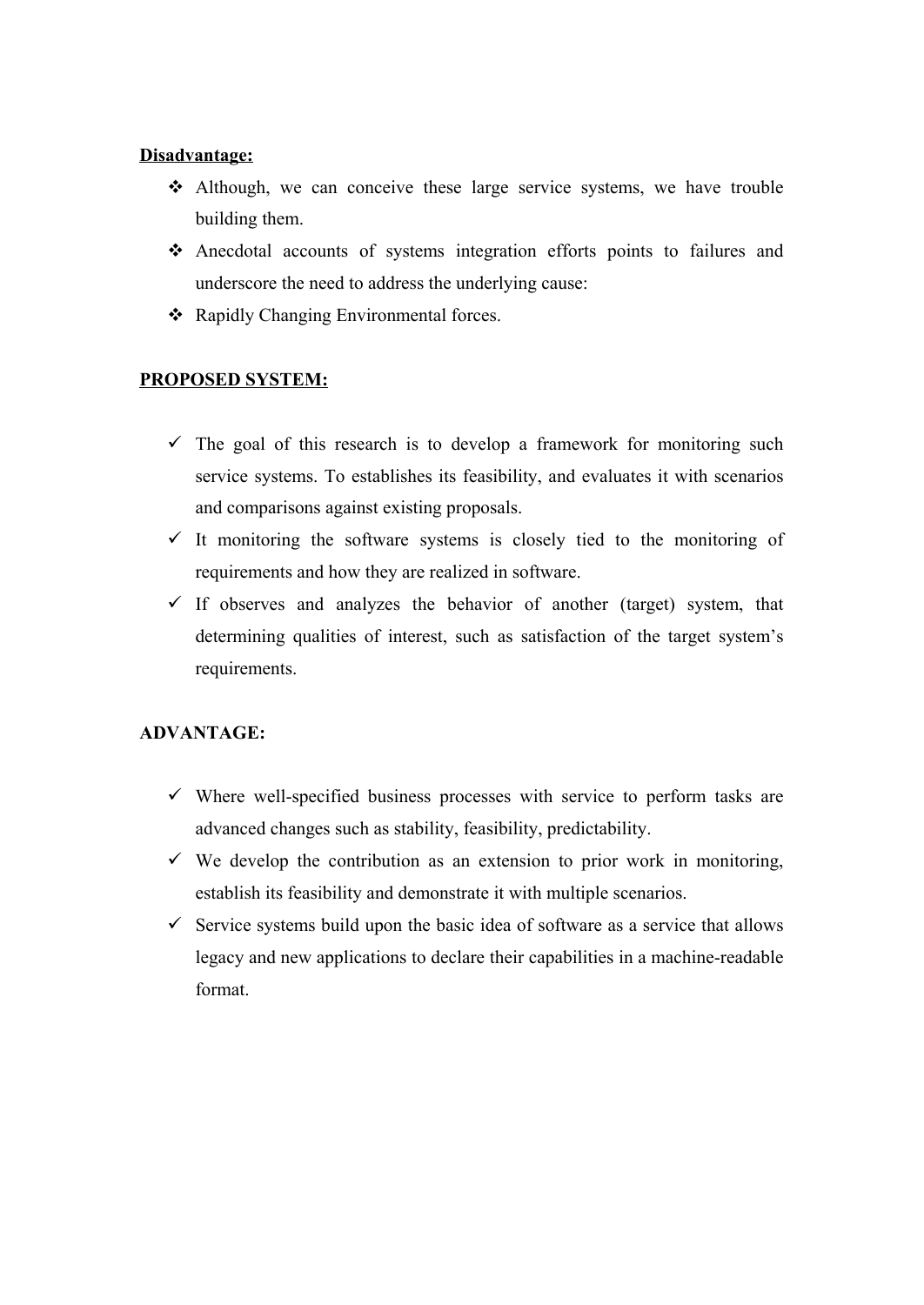**Disadvantage:**

- Although, we can conceive these large service systems, we have trouble building them.
- Anecdotal accounts of systems integration efforts points to failures and underscore the need to address the underlying cause:
- Rapidly Changing Environmental forces.

**PROPOSED SYSTEM:**

- The goal of this research is to develop a framework for monitoring such service systems. To establishes its feasibility, and evaluates it with scenarios and comparisons against existing proposals.
- It monitoring the software systems is closely tied to the monitoring of requirements and how they are realized in software.
- If observes and analyzes the behavior of another (target) system, that determining qualities of interest, such as satisfaction of the target system's requirements.

**ADVANTAGE:**

- Where well-specified business processes with service to perform tasks are advanced changes such as stability, feasibility, predictability.
- We develop the contribution as an extension to prior work in monitoring, establish its feasibility and demonstrate it with multiple scenarios.
- Service systems build upon the basic idea of software as a service that allows legacy and new applications to declare their capabilities in a machine-readable format.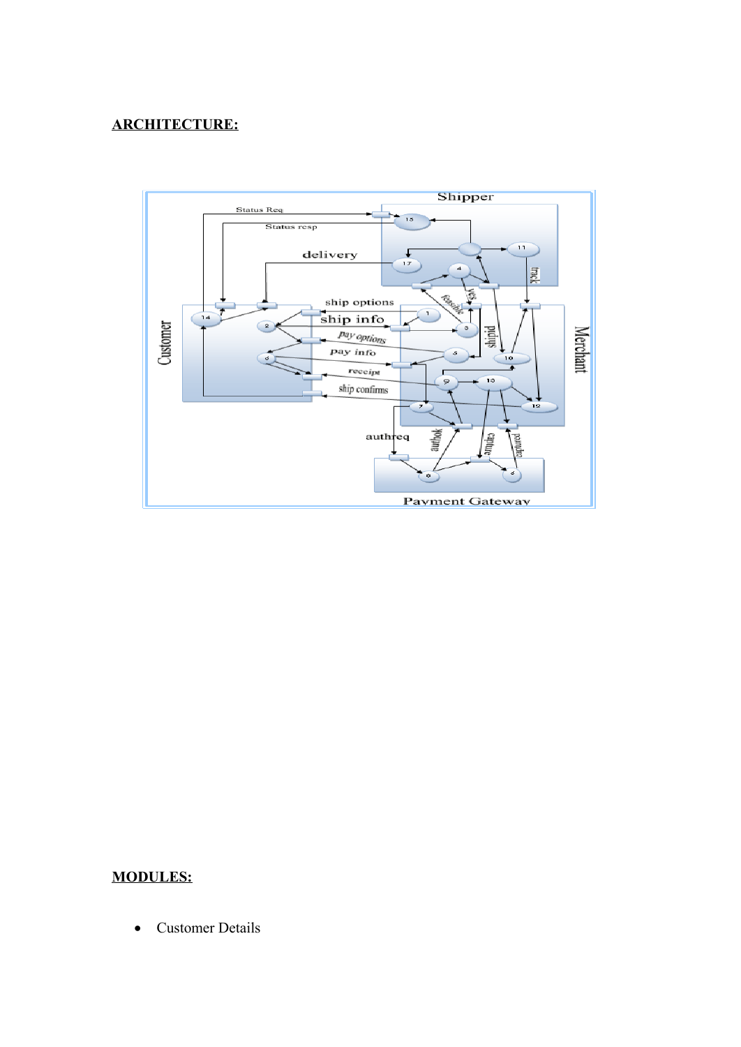**ARCHITECTURE:**

**MODULES:**

- Customer Details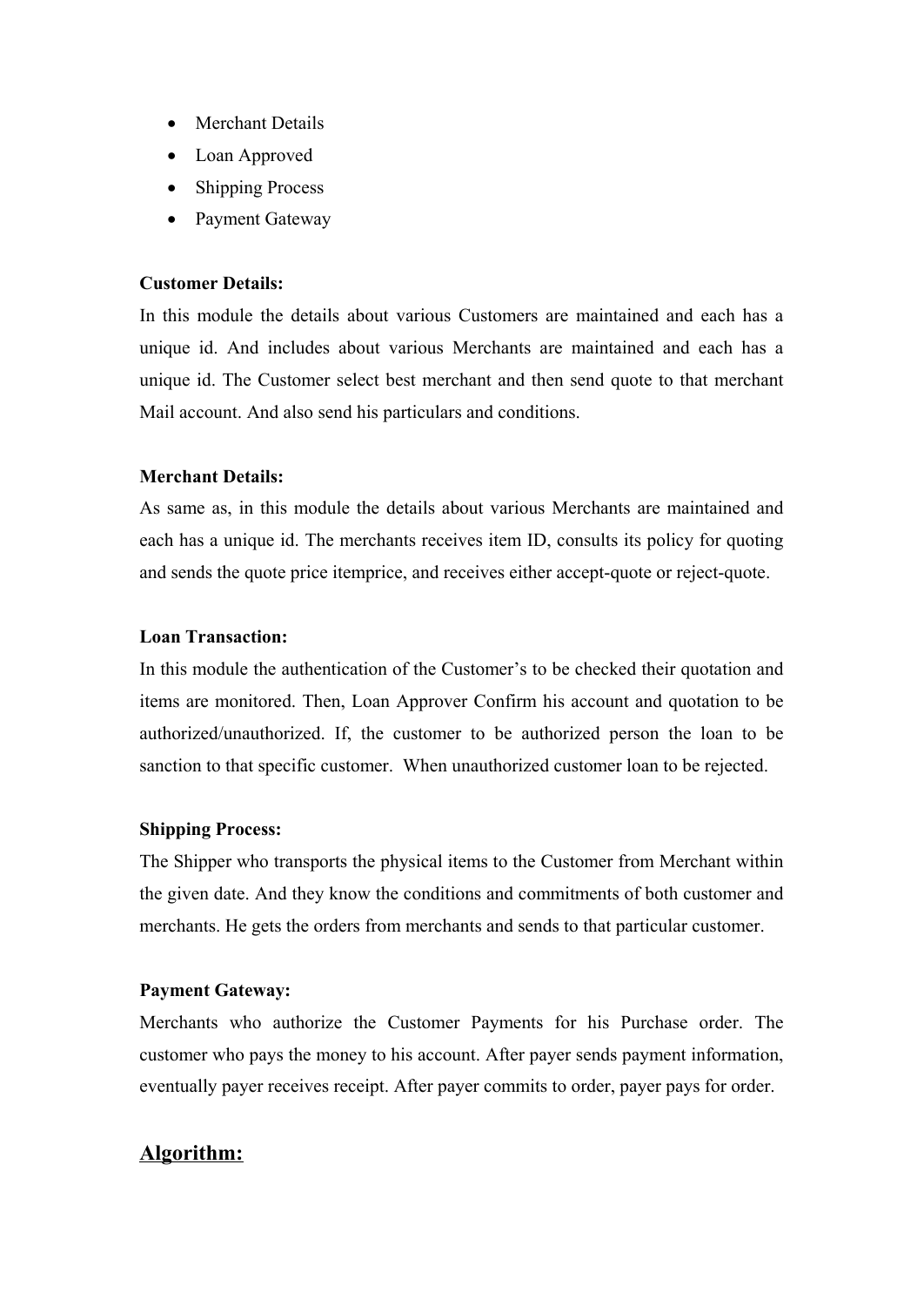- Merchant Details
- Loan Approved
- Shipping Process
- Payment Gateway

**Customer Details:**

In this module the details about various Customers are maintained and each has a unique id. And includes about various Merchants are maintained and each has a unique id. The Customer select best merchant and then send quote to that merchant Mail account. And also send his particulars and conditions.

**Merchant Details:**

As same as, in this module the details about various Merchants are maintained and each has a unique id. The merchants receives item ID, consults its policy for quoting and sends the quote price itemprice, and receives either accept-quote or reject-quote.

**Loan Transaction:**

In this module the authentication of the Customer's to be checked their quotation and items are monitored. Then, Loan Approver Confirm his account and quotation to be authorized/unauthorized. If, the customer to be authorized person the loan to be sanction to that specific customer. When unauthorized customer loan to be rejected.

**Shipping Process:**

The Shipper who transports the physical items to the Customer from Merchant within the given date. And they know the conditions and commitments of both customer and merchants. He gets the orders from merchants and sends to that particular customer.

**Payment Gateway:**

Merchants who authorize the Customer Payments for his Purchase order. The customer who pays the money to his account. After payer sends payment information, eventually payer receives receipt. After payer commits to order, payer pays for order.

## Algorithm: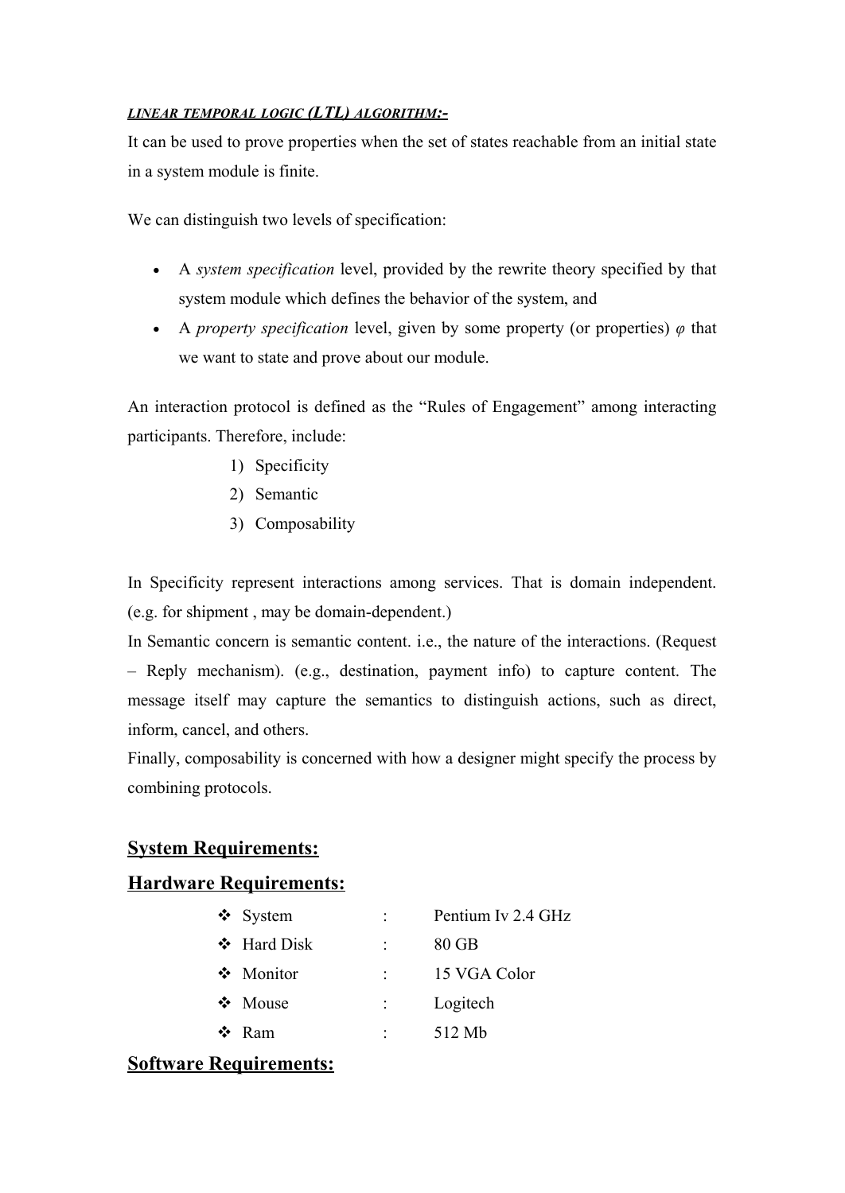***LINEAR TEMPORAL LOGIC (LTL) ALGORITHM:-***

It can be used to prove properties when the set of states reachable from an initial state in a system module is finite.

We can distinguish two levels of specification:

- A *system specification* level, provided by the rewrite theory specified by that system module which defines the behavior of the system, and
- A *property specification* level, given by some property (or properties) $\varphi$ that we want to state and prove about our module.

An interaction protocol is defined as the "Rules of Engagement" among interacting participants. Therefore, include:

1) Specificity
2) Semantic
3) Composability

In Specificity represent interactions among services. That is domain independent. (e.g. for shipment , may be domain-dependent.)

In Semantic concern is semantic content. i.e., the nature of the interactions. (Request – Reply mechanism). (e.g., destination, payment info) to capture content. The message itself may capture the semantics to distinguish actions, such as direct, inform, cancel, and others.

Finally, composability is concerned with how a designer might specify the process by combining protocols.

## System Requirements:

## Hardware Requirements:

- System : Pentium Iv 2.4 GHz
- Hard Disk : 80 GB
- Monitor : 15 VGA Color
- Mouse : Logitech
- Ram : 512 Mb

## Software Requirements: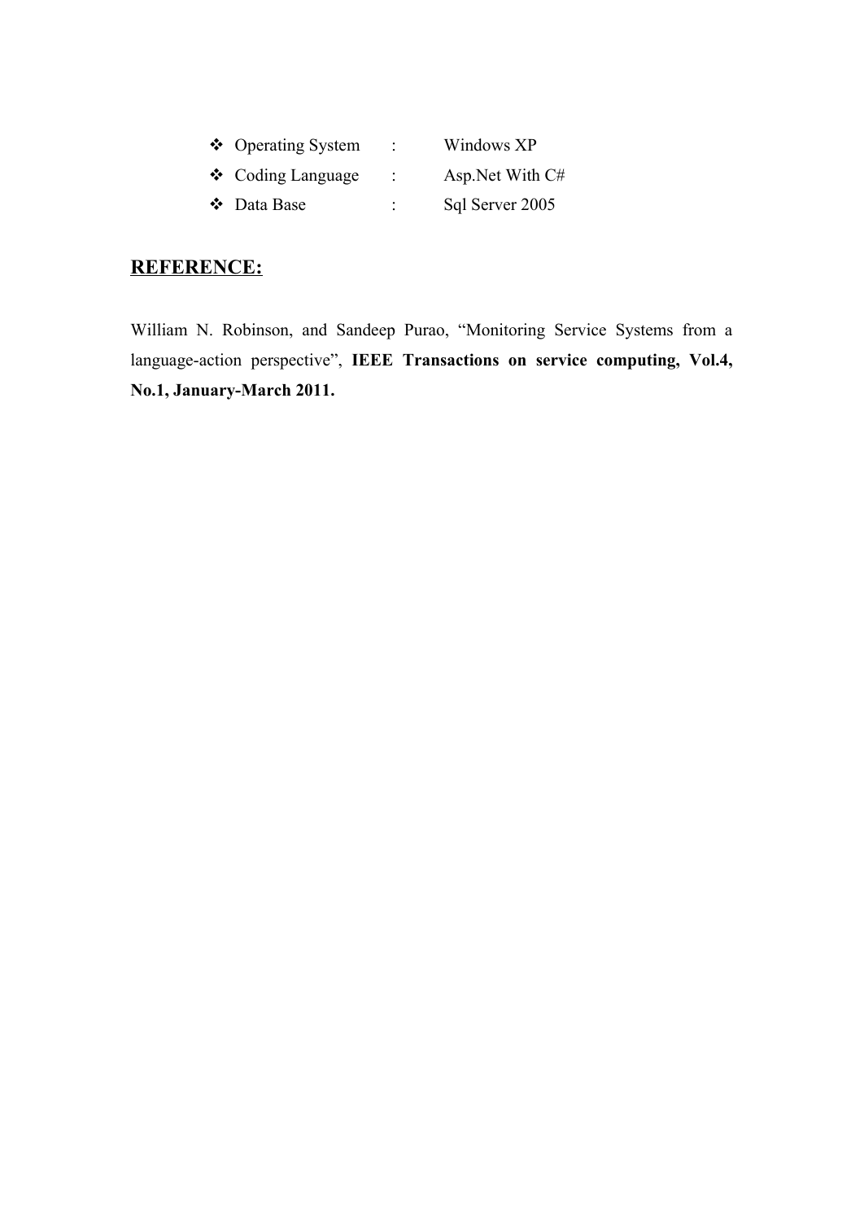- Operating System : Windows XP
- Coding Language : Asp.Net With C#
- Data Base : Sql Server 2005

## REFERENCE:

William N. Robinson, and Sandeep Purao, "Monitoring Service Systems from a language-action perspective", **IEEE Transactions on service computing, Vol.4, No.1, January-March 2011.**